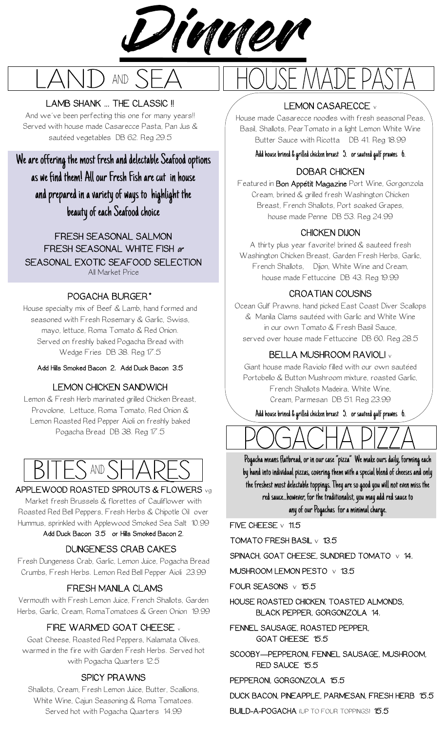# Dinner

## LAND AND SEA

### LAMB SHANK ... THE CLASSIC !!

And we've been perfecting this one for many years!! Served with house made Casarecce Pasta, Pan Jus & sautéed vegetables DB 62. Reg 29.5

**We are offering the most fresh and delectable Seafood options as we find them! All our Fresh Fish are cut in house and prepared in a variety of ways to highlight the beauty of each Seafood choice**

**FRESH SEASONAL SALMON**
**FRESH SEASONAL WHITE FISH *or***
**SEASONAL EXOTIC SEAFOOD SELECTION**
All Market Price

### POGACHA BURGER*

House specialty mix of Beef & Lamb, hand formed and seasoned with Fresh Rosemary & Garlic, Swiss, mayo, lettuce, Roma Tomato & Red Onion. Served on freshly baked Pogacha Bread with Wedge Fries DB 38. Reg 17.5

**Add Hills Smoked Bacon 2. Add Duck Bacon 3.5**

### LEMON CHICKEN SANDWICH

Lemon & Fresh Herb marinated grilled Chicken Breast, Provolone, Lettuce, Roma Tomato, Red Onion & Lemon Roasted Red Pepper Aioli on freshly baked Pogacha Bread DB 38. Reg 17.5

## BITES AND SHARES

### APPLEWOOD ROASTED SPROUTS & FLOWERS vg

Market fresh Brussels & florettes of Cauliflower with Roasted Red Bell Peppers, Fresh Herbs & Chipotle Oil over Hummus, sprinkled with Applewood Smoked Sea Salt 10.99

**Add Duck Bacon 3.5 or Hills Smoked Bacon 2.**

### DUNGENESS CRAB CAKES

Fresh Dungeness Crab, Garlic, Lemon Juice, Pogacha Bread Crumbs, Fresh Herbs. Lemon Red Bell Pepper Aioli 23.99

### FRESH MANILA CLAMS

Vermouth with Fresh Lemon Juice, French Shallots, Garden Herbs, Garlic, Cream, RomaTomatoes & Green Onion 19.99

### FIRE WARMED GOAT CHEESE v

Goat Cheese, Roasted Red Peppers, Kalamata Olives, warmed in the fire with Garden Fresh Herbs. Served hot with Pogacha Quarters 12.5

### SPICY PRAWNS

Shallots, Cream, Fresh Lemon Juice, Butter, Scallions, White Wine, Cajun Seasoning & Roma Tomatoes. Served hot with Pogacha Quarters 14.99

## HOUSE MADE PASTA

### LEMON CASARECCE v

House made Casarecce noodles with fresh seasonal Peas, Basil, Shallots, PearTomato in a light Lemon White Wine Butter Sauce with Ricotta DB 41. Reg 18.99

**Add house brined & grilled chicken breast 5. or sauteed gulf prawns 6.**

### DOBAR CHICKEN

Featured in **Bon Appétit Magazine** Port Wine, Gorgonzola Cream, brined & grilled fresh Washington Chicken Breast, French Shallots, Port soaked Grapes, house made Penne DB 53. Reg 24.99

### CHICKEN DIJON

A thirty plus year favorite! brined & sauteed fresh Washington Chicken Breast, Garden Fresh Herbs, Garlic, French Shallots, Dijon, White Wine and Cream, house made Fettuccine DB 43. Reg 19.99

### CROATIAN COUSINS

Ocean Gulf Prawns, hand picked East Coast Diver Scallops & Manila Clams sautéed with Garlic and White Wine in our own Tomato & Fresh Basil Sauce, served over house made Fettuccine DB 60. Reg 28.5

### BELLA MUSHROOM RAVIOLI v

Giant house made Raviolo filled with our own sautéed Portobello & Button Mushroom mixture, roasted Garlic, French Shallots Madeira, White Wine, Cream, Parmesan DB 51. Reg 23.99

**Add house brined & grilled chicken breast 5. or sauteed gulf prawns 6.**

## POGACHA PIZZA

Pogacha means flatbread, or in our case "pizza" We make ours daily, forming each by hand into individual pizzas, covering them with a special blend of cheeses and only the freshest most delectable toppings. They are so good you will not even miss the red sauce...however, for the traditionalist, you may add red sauce to any of our Pogachas for a minimal charge.

FIVE CHEESE v 11.5

TOMATO FRESH BASIL v 13.5

SPINACH, GOAT CHEESE, SUNDRIED TOMATO v 14.

MUSHROOM LEMON PESTO v 13.5

FOUR SEASONS v 15.5

HOUSE ROASTED CHICKEN, TOASTED ALMONDS, BLACK PEPPER, GORGONZOLA 14.

FENNEL SAUSAGE, ROASTED PEPPER, GOAT CHEESE 15.5

SCOOBY—PEPPERONI, FENNEL SAUSAGE, MUSHROOM, RED SAUCE 15.5

PEPPERONI, GORGONZOLA 15.5

DUCK BACON, PINEAPPLE, PARMESAN, FRESH HERB 15.5

BUILD-A-POGACHA (UP TO FOUR TOPPINGS) 15.5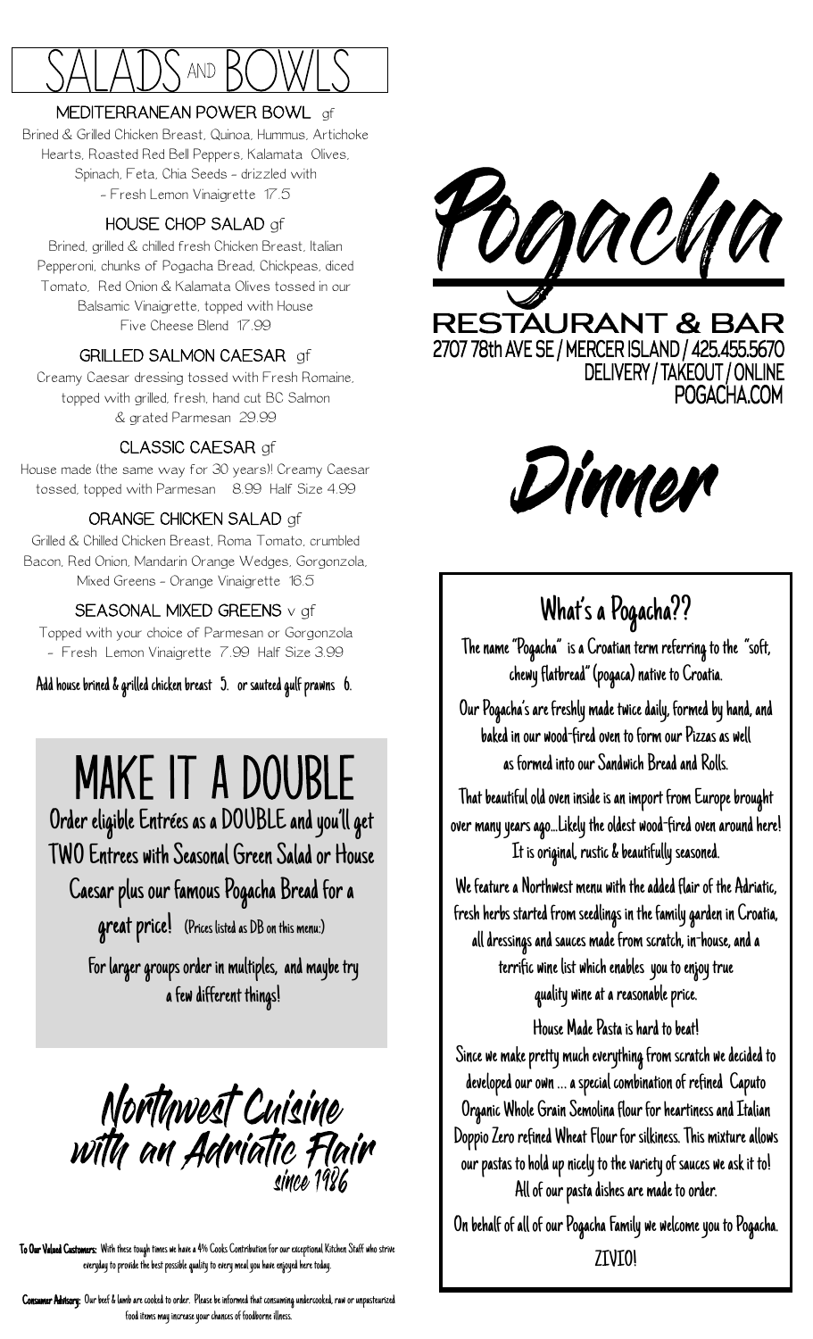# SALADS AND BOWLS

### MEDITERRANEAN POWER BOWL gf

Brined & Grilled Chicken Breast, Quinoa, Hummus, Artichoke Hearts, Roasted Red Bell Peppers, Kalamata Olives, Spinach, Feta, Chia Seeds - drizzled with - Fresh Lemon Vinaigrette 17.5

### HOUSE CHOP SALAD gf

Brined, grilled & chilled fresh Chicken Breast, Italian Pepperoni, chunks of Pogacha Bread, Chickpeas, diced Tomato, Red Onion & Kalamata Olives tossed in our Balsamic Vinaigrette, topped with House Five Cheese Blend 17.99

### GRILLED SALMON CAESAR gf

Creamy Caesar dressing tossed with Fresh Romaine, topped with grilled, fresh, hand cut BC Salmon & grated Parmesan 29.99

### CLASSIC CAESAR gf

House made (the same way for 30 years)! Creamy Caesar tossed, topped with Parmesan 8.99 Half Size 4.99

### ORANGE CHICKEN SALAD gf

Grilled & Chilled Chicken Breast, Roma Tomato, crumbled Bacon, Red Onion, Mandarin Orange Wedges, Gorgonzola, Mixed Greens - Orange Vinaigrette 16.5

### SEASONAL MIXED GREENS v gf

Topped with your choice of Parmesan or Gorgonzola - Fresh Lemon Vinaigrette 7.99 Half Size 3.99

**Add house brined & grilled chicken breast 5. or sauteed gulf prawns 6.**

# MAKE IT A DOUBLE

Order eligible Entrées as a DOUBLE and you'll get TWO Entrees with Seasonal Green Salad or House Caesar plus our famous Pogacha Bread for a great price! (Prices listed as DB on this menu:)

For larger groups order in multiples, and maybe try a few different things!

*Northwest Cuisine with an Adriatic Flair since 1986*

**To Our Valued Customers:** With these tough times we have a 4% Cooks Contribution for our exceptional Kitchen Staff who strive everyday to provide the best possible quality to every meal you have enjoyed here today.

**Consumer Advisory:** Our beef & lamb are cooked to order. Please be informed that consuming undercooked, raw or unpasteurized food items may increase your chances of foodborne illness.

# Pogacha

## RESTAURANT & BAR

2707 78th AVE SE / MERCER ISLAND / 425.455.5670
DELIVERY / TAKEOUT / ONLINE
POGACHA.COM

# Dinner

## What's a Pogacha??

The name "Pogacha" is a Croatian term referring to the "soft, chewy flatbread" (pogaca) native to Croatia.

Our Pogacha's are freshly made twice daily, formed by hand, and baked in our wood-fired oven to form our Pizzas as well as formed into our Sandwich Bread and Rolls.

That beautiful old oven inside is an import from Europe brought over many years ago...Likely the oldest wood-fired oven around here! It is original, rustic & beautifully seasoned.

We feature a Northwest menu with the added flair of the Adriatic, fresh herbs started from seedlings in the family garden in Croatia, all dressings and sauces made from scratch, in-house, and a terrific wine list which enables you to enjoy true quality wine at a reasonable price.

House Made Pasta is hard to beat!

Since we make pretty much everything from scratch we decided to developed our own ... a special combination of refined Caputo Organic Whole Grain Semolina flour for heartiness and Italian Doppio Zero refined Wheat Flour for silkiness. This mixture allows our pastas to hold up nicely to the variety of sauces we ask it to! All of our pasta dishes are made to order.

On behalf of all of our Pogacha Family we welcome you to Pogacha.

ZIVIO!